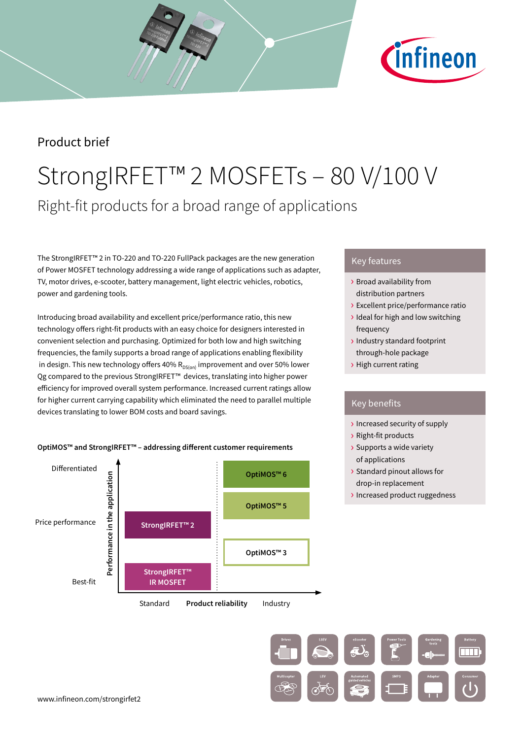Product brief

# StrongIRFET™ 2 MOSFETs – 80 V/100 V

## Right-fit products for a broad range of applications

The StrongIRFET™ 2 in TO-220 and TO-220 FullPack packages are the new generation of Power MOSFET technology addressing a wide range of applications such as adapter, TV, motor drives, e-scooter, battery management, light electric vehicles, robotics, power and gardening tools.

Introducing broad availability and excellent price/performance ratio, this new technology offers right-fit products with an easy choice for designers interested in convenient selection and purchasing. Optimized for both low and high switching frequencies, the family supports a broad range of applications enabling flexibility in design. This new technology offers 40% $R_{DS(on)}$ improvement and over 50% lower Qg compared to the previous StrongIRFET™ devices, translating into higher power efficiency for improved overall system performance. Increased current ratings allow for higher current carrying capability which eliminated the need to parallel multiple devices translating to lower BOM costs and board savings.

**OptiMOS™ and StrongIRFET™ – addressing different customer requirements**

Performance in the application (Best-fit → Price performance → Differentiated) vs. Product reliability (Standard → Industry):

- Standard: StrongIRFET™ IR MOSFET (Best-fit), StrongIRFET™ 2 (Price performance)
- Industry: OptiMOS™ 3, OptiMOS™ 5, OptiMOS™ 6 (Differentiated)

### Key features

- › Broad availability from distribution partners
- › Excellent price/performance ratio
- › Ideal for high and low switching frequency
- › Industry standard footprint through-hole package
- › High current rating

### Key benefits

- › Increased security of supply
- › Right-fit products
- › Supports a wide variety of applications
- › Standard pinout allows for drop-in replacement
- › Increased product ruggedness

Drives | LSEV | eScooter | Power Tools | Gardening tools | Battery | Multicopter | LEV | Automated guided vehicles | SMPS | Adapter | Consumer

www.infineon.com/strongirfet2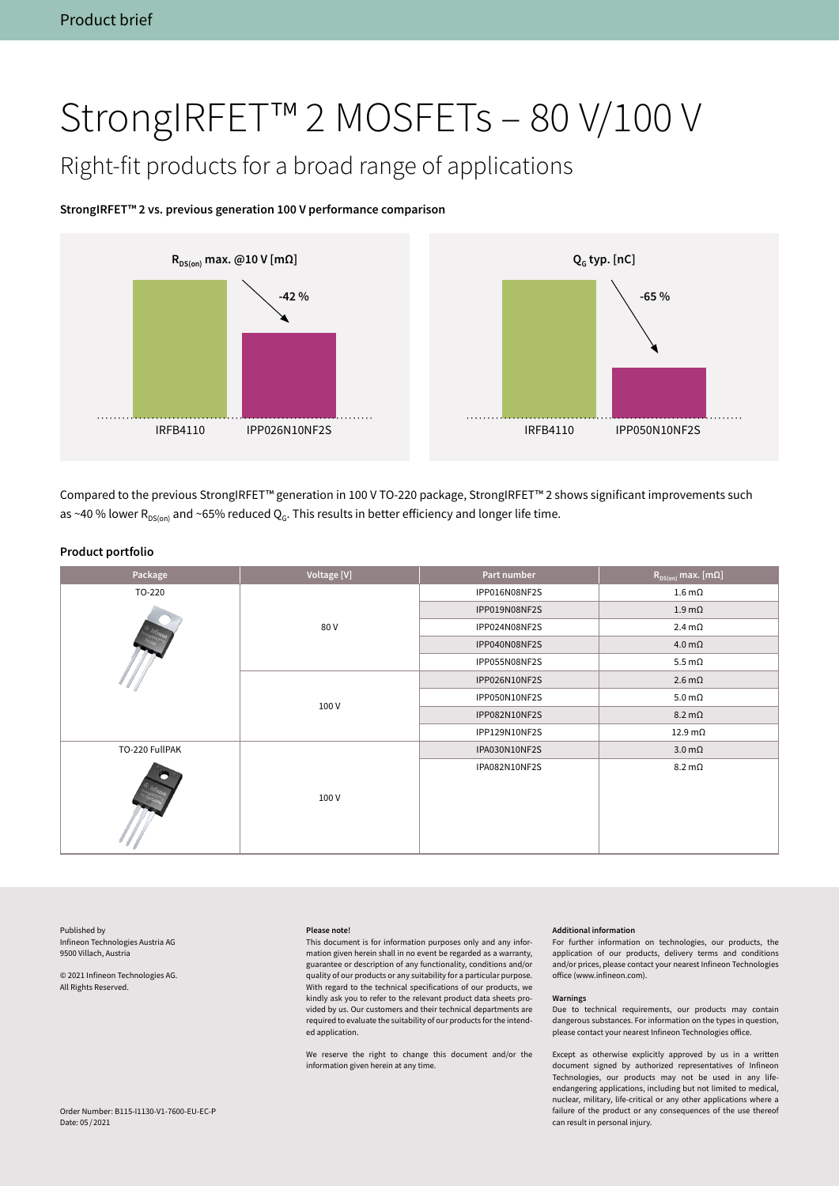# StrongIRFET™ 2 MOSFETs – 80 V/100 V

## Right-fit products for a broad range of applications

**StrongIRFET™ 2 vs. previous generation 100 V performance comparison**

$R_{DS(on)}$ max. @10 V [mΩ]

-42 %

IRFB4110

IPP026N10NF2S

$Q_G$ typ. [nC]

-65 %

IRFB4110

IPP050N10NF2S

Compared to the previous StrongIRFET™ generation in 100 V TO-220 package, StrongIRFET™ 2 shows significant improvements such as ~40 % lower $R_{DS(on)}$ and ~65% reduced $Q_G$. This results in better efficiency and longer life time.

**Product portfolio**

| Package | Voltage [V] | Part number | $R_{DS(on)}$ max. [mΩ] |
|---|---|---|---|
| TO-220 | 80 V | IPP016N08NF2S | 1.6 mΩ |
| | | IPP019N08NF2S | 1.9 mΩ |
| | | IPP024N08NF2S | 2.4 mΩ |
| | | IPP040N08NF2S | 4.0 mΩ |
| | | IPP055N08NF2S | 5.5 mΩ |
| | 100 V | IPP026N10NF2S | 2.6 mΩ |
| | | IPP050N10NF2S | 5.0 mΩ |
| | | IPP082N10NF2S | 8.2 mΩ |
| | | IPP129N10NF2S | 12.9 mΩ |
| TO-220 FullPAK | 100 V | IPA030N10NF2S | 3.0 mΩ |
| | | IPA082N10NF2S | 8.2 mΩ |

Published by
Infineon Technologies Austria AG
9500 Villach, Austria

© 2021 Infineon Technologies AG.
All Rights Reserved.

Order Number: B115-I1130-V1-7600-EU-EC-P
Date: 05 / 2021

**Please note!**
This document is for information purposes only and any information given herein shall in no event be regarded as a warranty, guarantee or description of any functionality, conditions and/or quality of our products or any suitability for a particular purpose. With regard to the technical specifications of our products, we kindly ask you to refer to the relevant product data sheets provided by us. Our customers and their technical departments are required to evaluate the suitability of our products for the intended application.

We reserve the right to change this document and/or the information given herein at any time.

**Additional information**
For further information on technologies, our products, the application of our products, delivery terms and conditions and/or prices, please contact your nearest Infineon Technologies office (www.infineon.com).

**Warnings**
Due to technical requirements, our products may contain dangerous substances. For information on the types in question, please contact your nearest Infineon Technologies office.

Except as otherwise explicitly approved by us in a written document signed by authorized representatives of Infineon Technologies, our products may not be used in any life-endangering applications, including but not limited to medical, nuclear, military, life-critical or any other applications where a failure of the product or any consequences of the use thereof can result in personal injury.